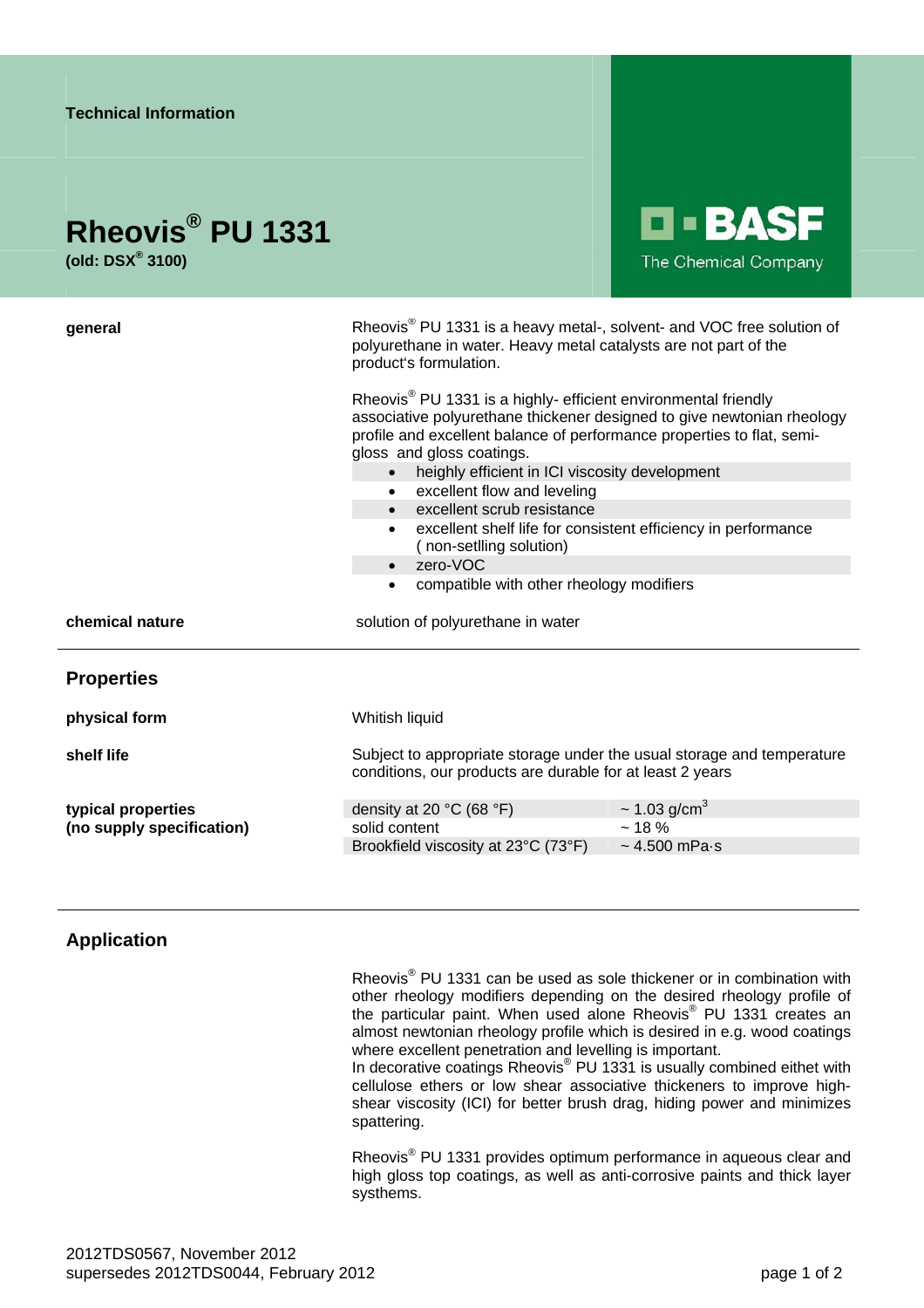Technical Information

# Rheovis® PU 1331

**(old: DSX® 3100)**

BASF
The Chemical Company

**general**

Rheovis® PU 1331 is a heavy metal-, solvent- and VOC free solution of polyurethane in water. Heavy metal catalysts are not part of the product's formulation.

Rheovis® PU 1331 is a highly- efficient environmental friendly associative polyurethane thickener designed to give newtonian rheology profile and excellent balance of performance properties to flat, semi-gloss and gloss coatings.

- heighly efficient in ICI viscosity development
- excellent flow and leveling
- excellent scrub resistance
- excellent shelf life for consistent efficiency in performance ( non-setlling solution)
- zero-VOC
- compatible with other rheology modifiers

**chemical nature**

solution of polyurethane in water

## Properties

**physical form**

Whitish liquid

**shelf life**

Subject to appropriate storage under the usual storage and temperature conditions, our products are durable for at least 2 years

**typical properties (no supply specification)**

| | |
|---|---|
| density at 20 °C (68 °F) | ~ 1.03 g/cm$^3$ |
| solid content | ~ 18 % |
| Brookfield viscosity at 23°C (73°F) | ~ 4.500 mPa·s |

## Application

Rheovis® PU 1331 can be used as sole thickener or in combination with other rheology modifiers depending on the desired rheology profile of the particular paint. When used alone Rheovis® PU 1331 creates an almost newtonian rheology profile which is desired in e.g. wood coatings where excellent penetration and levelling is important.
In decorative coatings Rheovis® PU 1331 is usually combined eithet with cellulose ethers or low shear associative thickeners to improve high-shear viscosity (ICI) for better brush drag, hiding power and minimizes spattering.

Rheovis® PU 1331 provides optimum performance in aqueous clear and high gloss top coatings, as well as anti-corrosive paints and thick layer systhems.

2012TDS0567, November 2012
supersedes 2012TDS0044, February 2012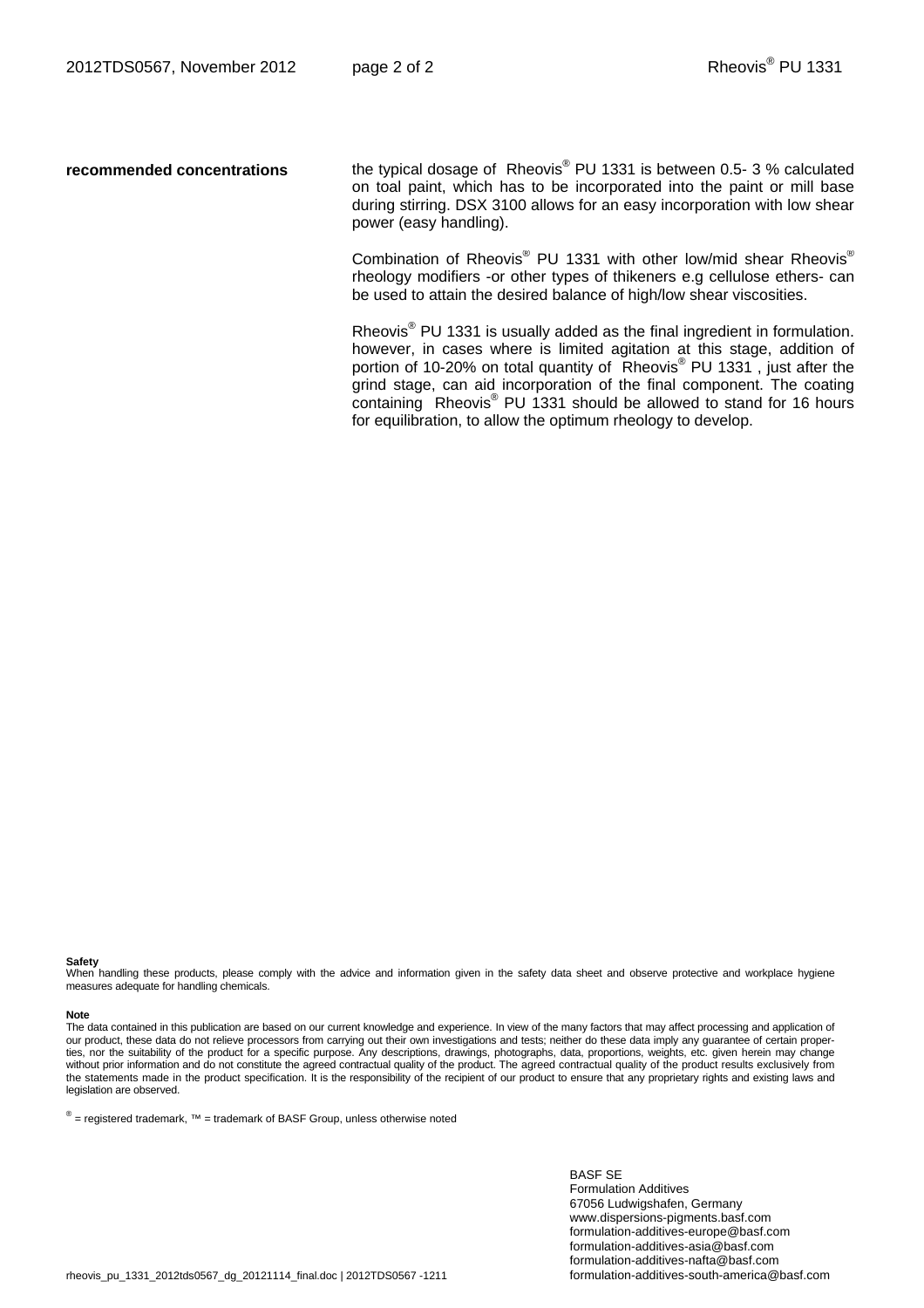**recommended concentrations**

the typical dosage of Rheovis® PU 1331 is between 0.5- 3 % calculated on toal paint, which has to be incorporated into the paint or mill base during stirring. DSX 3100 allows for an easy incorporation with low shear power (easy handling).

Combination of Rheovis® PU 1331 with other low/mid shear Rheovis® rheology modifiers -or other types of thikeners e.g cellulose ethers- can be used to attain the desired balance of high/low shear viscosities.

Rheovis® PU 1331 is usually added as the final ingredient in formulation. however, in cases where is limited agitation at this stage, addition of portion of 10-20% on total quantity of Rheovis® PU 1331 , just after the grind stage, can aid incorporation of the final component. The coating containing Rheovis® PU 1331 should be allowed to stand for 16 hours for equilibration, to allow the optimum rheology to develop.

**Safety**

When handling these products, please comply with the advice and information given in the safety data sheet and observe protective and workplace hygiene measures adequate for handling chemicals.

**Note**

The data contained in this publication are based on our current knowledge and experience. In view of the many factors that may affect processing and application of our product, these data do not relieve processors from carrying out their own investigations and tests; neither do these data imply any guarantee of certain properties, nor the suitability of the product for a specific purpose. Any descriptions, drawings, photographs, data, proportions, weights, etc. given herein may change without prior information and do not constitute the agreed contractual quality of the product. The agreed contractual quality of the product results exclusively from the statements made in the product specification. It is the responsibility of the recipient of our product to ensure that any proprietary rights and existing laws and legislation are observed.

® = registered trademark, ™ = trademark of BASF Group, unless otherwise noted

BASF SE
Formulation Additives
67056 Ludwigshafen, Germany
www.dispersions-pigments.basf.com
formulation-additives-europe@basf.com
formulation-additives-asia@basf.com
formulation-additives-nafta@basf.com
formulation-additives-south-america@basf.com

rheovis_pu_1331_2012tds0567_dg_20121114_final.doc | 2012TDS0567 -1211